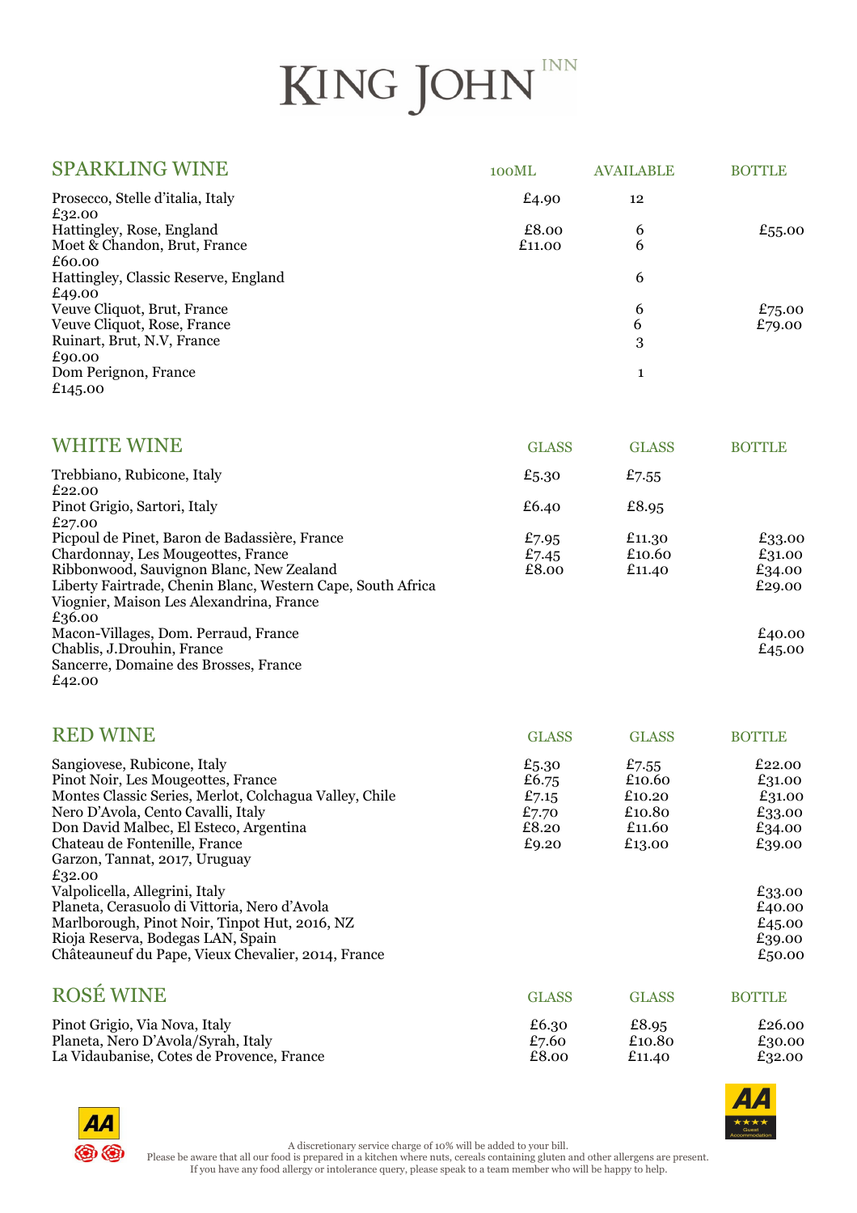# KING JOHN INN

## SPARKLING WINE

| SPARKLING WINE | 100ML | AVAILABLE | BOTTLE |
|---|---|---|---|
| Prosecco, Stelle d'italia, Italy | £4.90 | 12 | £32.00 |
| Hattingley, Rose, England | £8.00 | 6 | £55.00 |
| Moet & Chandon, Brut, France | £11.00 | 6 | £60.00 |
| Hattingley, Classic Reserve, England | | 6 | £49.00 |
| Veuve Cliquot, Brut, France | | 6 | £75.00 |
| Veuve Cliquot, Rose, France | | 6 | £79.00 |
| Ruinart, Brut, N.V, France | | 3 | £90.00 |
| Dom Perignon, France | | 1 | £145.00 |

## WHITE WINE

| WHITE WINE | GLASS | GLASS | BOTTLE |
|---|---|---|---|
| Trebbiano, Rubicone, Italy | £5.30 | £7.55 | £22.00 |
| Pinot Grigio, Sartori, Italy | £6.40 | £8.95 | £27.00 |
| Picpoul de Pinet, Baron de Badassière, France | £7.95 | £11.30 | £33.00 |
| Chardonnay, Les Mougeottes, France | £7.45 | £10.60 | £31.00 |
| Ribbonwood, Sauvignon Blanc, New Zealand | £8.00 | £11.40 | £34.00 |
| Liberty Fairtrade, Chenin Blanc, Western Cape, South Africa | | | £29.00 |
| Viognier, Maison Les Alexandrina, France | | | £36.00 |
| Macon-Villages, Dom. Perraud, France | | | £40.00 |
| Chablis, J.Drouhin, France | | | £45.00 |
| Sancerre, Domaine des Brosses, France | | | £42.00 |

## RED WINE

| RED WINE | GLASS | GLASS | BOTTLE |
|---|---|---|---|
| Sangiovese, Rubicone, Italy | £5.30 | £7.55 | £22.00 |
| Pinot Noir, Les Mougeottes, France | £6.75 | £10.60 | £31.00 |
| Montes Classic Series, Merlot, Colchagua Valley, Chile | £7.15 | £10.20 | £31.00 |
| Nero D'Avola, Cento Cavalli, Italy | £7.70 | £10.80 | £33.00 |
| Don David Malbec, El Esteco, Argentina | £8.20 | £11.60 | £34.00 |
| Chateau de Fontenille, France | £9.20 | £13.00 | £39.00 |
| Garzon, Tannat, 2017, Uruguay | | | £32.00 |
| Valpolicella, Allegrini, Italy | | | £33.00 |
| Planeta, Cerasuolo di Vittoria, Nero d'Avola | | | £40.00 |
| Marlborough, Pinot Noir, Tinpot Hut, 2016, NZ | | | £45.00 |
| Rioja Reserva, Bodegas LAN, Spain | | | £39.00 |
| Châteauneuf du Pape, Vieux Chevalier, 2014, France | | | £50.00 |

## ROSÉ WINE

| ROSÉ WINE | GLASS | GLASS | BOTTLE |
|---|---|---|---|
| Pinot Grigio, Via Nova, Italy | £6.30 | £8.95 | £26.00 |
| Planeta, Nero D'Avola/Syrah, Italy | £7.60 | £10.80 | £30.00 |
| La Vidaubanise, Cotes de Provence, France | £8.00 | £11.40 | £32.00 |

A discretionary service charge of 10% will be added to your bill.
Please be aware that all our food is prepared in a kitchen where nuts, cereals containing gluten and other allergens are present.
If you have any food allergy or intolerance query, please speak to a team member who will be happy to help.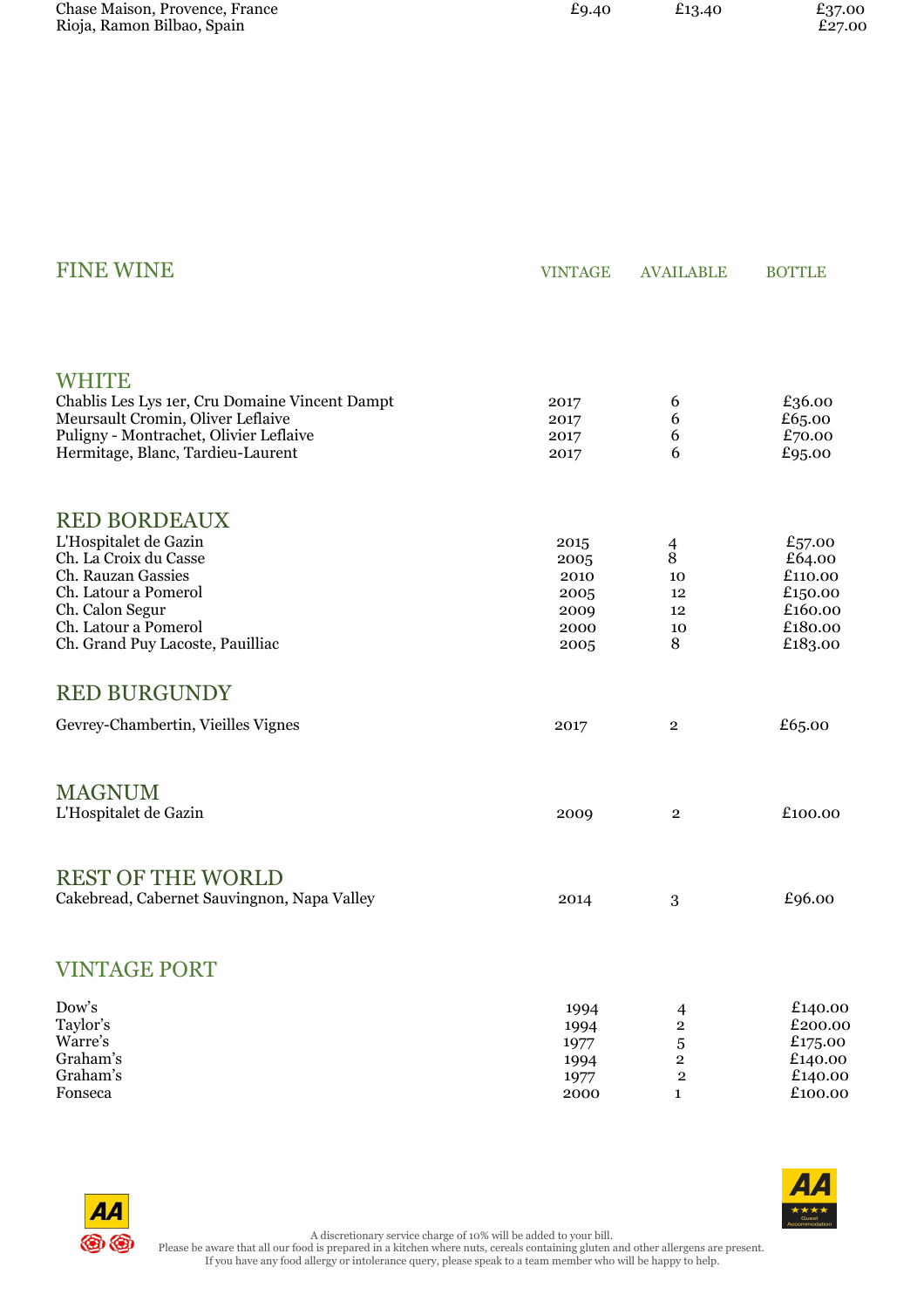| | | | |
|---|---|---|---|
| Chase Maison, Provence, France | £9.40 | £13.40 | £37.00 |
| Rioja, Ramon Bilbao, Spain | | | £27.00 |

## FINE WINE

| | VINTAGE | AVAILABLE | BOTTLE |
|---|---|---|---|
| **WHITE** | | | |
| Chablis Les Lys 1er, Cru Domaine Vincent Dampt | 2017 | 6 | £36.00 |
| Meursault Cromin, Oliver Leflaive | 2017 | 6 | £65.00 |
| Puligny - Montrachet, Olivier Leflaive | 2017 | 6 | £70.00 |
| Hermitage, Blanc, Tardieu-Laurent | 2017 | 6 | £95.00 |
| **RED BORDEAUX** | | | |
| L'Hospitalet de Gazin | 2015 | 4 | £57.00 |
| Ch. La Croix du Casse | 2005 | 8 | £64.00 |
| Ch. Rauzan Gassies | 2010 | 10 | £110.00 |
| Ch. Latour a Pomerol | 2005 | 12 | £150.00 |
| Ch. Calon Segur | 2009 | 12 | £160.00 |
| Ch. Latour a Pomerol | 2000 | 10 | £180.00 |
| Ch. Grand Puy Lacoste, Pauilliac | 2005 | 8 | £183.00 |
| **RED BURGUNDY** | | | |
| Gevrey-Chambertin, Vieilles Vignes | 2017 | 2 | £65.00 |
| **MAGNUM** | | | |
| L'Hospitalet de Gazin | 2009 | 2 | £100.00 |
| **REST OF THE WORLD** | | | |
| Cakebread, Cabernet Sauvingnon, Napa Valley | 2014 | 3 | £96.00 |
| **VINTAGE PORT** | | | |
| Dow's | 1994 | 4 | £140.00 |
| Taylor's | 1994 | 2 | £200.00 |
| Warre's | 1977 | 5 | £175.00 |
| Graham's | 1994 | 2 | £140.00 |
| Graham's | 1977 | 2 | £140.00 |
| Fonseca | 2000 | 1 | £100.00 |

A discretionary service charge of 10% will be added to your bill.
Please be aware that all our food is prepared in a kitchen where nuts, cereals containing gluten and other allergens are present.
If you have any food allergy or intolerance query, please speak to a team member who will be happy to help.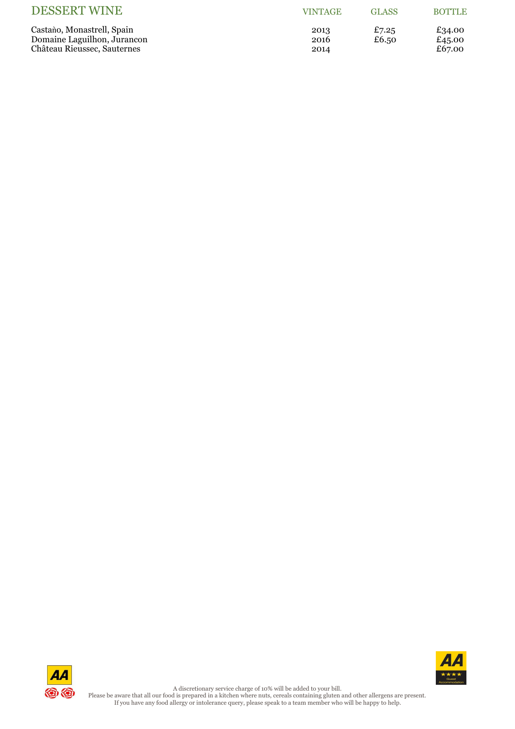## DESSERT WINE

| | VINTAGE | GLASS | BOTTLE |
|---|---|---|---|
| Castaňo, Monastrell, Spain | 2013 | £7.25 | £34.00 |
| Domaine Laguilhon, Jurancon | 2016 | £6.50 | £45.00 |
| Château Rieussec, Sauternes | 2014 | | £67.00 |

A discretionary service charge of 10% will be added to your bill.
Please be aware that all our food is prepared in a kitchen where nuts, cereals containing gluten and other allergens are present.
If you have any food allergy or intolerance query, please speak to a team member who will be happy to help.